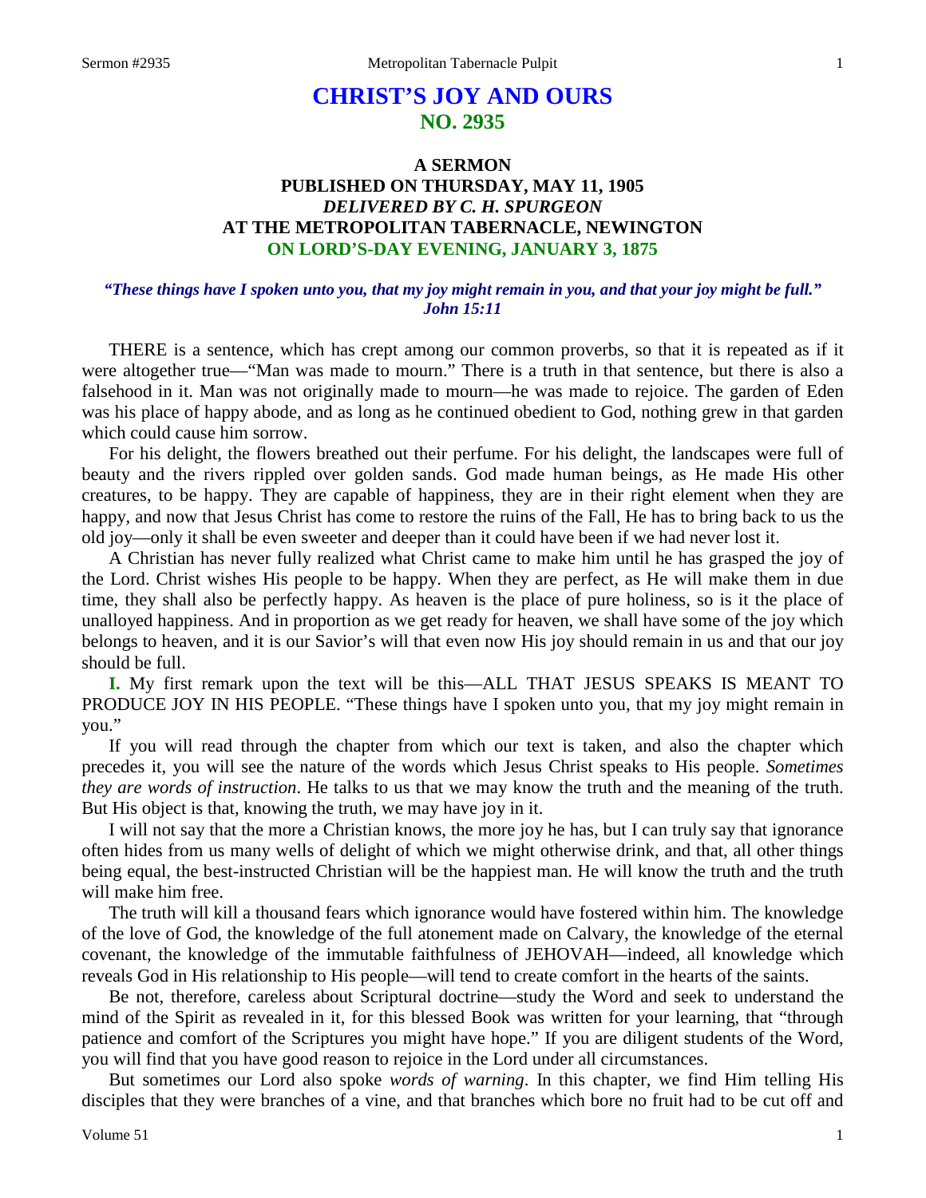# CHRIST'S JOY AND OURS
## NO. 2935

### A SERMON
### PUBLISHED ON THURSDAY, MAY 11, 1905
### *DELIVERED BY C. H. SPURGEON*
### AT THE METROPOLITAN TABERNACLE, NEWINGTON
### ON LORD'S-DAY EVENING, JANUARY 3, 1875

***"These things have I spoken unto you, that my joy might remain in you, and that your joy might be full." John 15:11***

THERE is a sentence, which has crept among our common proverbs, so that it is repeated as if it were altogether true—"Man was made to mourn." There is a truth in that sentence, but there is also a falsehood in it. Man was not originally made to mourn—he was made to rejoice. The garden of Eden was his place of happy abode, and as long as he continued obedient to God, nothing grew in that garden which could cause him sorrow.

For his delight, the flowers breathed out their perfume. For his delight, the landscapes were full of beauty and the rivers rippled over golden sands. God made human beings, as He made His other creatures, to be happy. They are capable of happiness, they are in their right element when they are happy, and now that Jesus Christ has come to restore the ruins of the Fall, He has to bring back to us the old joy—only it shall be even sweeter and deeper than it could have been if we had never lost it.

A Christian has never fully realized what Christ came to make him until he has grasped the joy of the Lord. Christ wishes His people to be happy. When they are perfect, as He will make them in due time, they shall also be perfectly happy. As heaven is the place of pure holiness, so is it the place of unalloyed happiness. And in proportion as we get ready for heaven, we shall have some of the joy which belongs to heaven, and it is our Savior's will that even now His joy should remain in us and that our joy should be full.

**I.** My first remark upon the text will be this—ALL THAT JESUS SPEAKS IS MEANT TO PRODUCE JOY IN HIS PEOPLE. "These things have I spoken unto you, that my joy might remain in you."

If you will read through the chapter from which our text is taken, and also the chapter which precedes it, you will see the nature of the words which Jesus Christ speaks to His people. *Sometimes they are words of instruction*. He talks to us that we may know the truth and the meaning of the truth. But His object is that, knowing the truth, we may have joy in it.

I will not say that the more a Christian knows, the more joy he has, but I can truly say that ignorance often hides from us many wells of delight of which we might otherwise drink, and that, all other things being equal, the best-instructed Christian will be the happiest man. He will know the truth and the truth will make him free.

The truth will kill a thousand fears which ignorance would have fostered within him. The knowledge of the love of God, the knowledge of the full atonement made on Calvary, the knowledge of the eternal covenant, the knowledge of the immutable faithfulness of JEHOVAH—indeed, all knowledge which reveals God in His relationship to His people—will tend to create comfort in the hearts of the saints.

Be not, therefore, careless about Scriptural doctrine—study the Word and seek to understand the mind of the Spirit as revealed in it, for this blessed Book was written for your learning, that "through patience and comfort of the Scriptures you might have hope." If you are diligent students of the Word, you will find that you have good reason to rejoice in the Lord under all circumstances.

But sometimes our Lord also spoke *words of warning*. In this chapter, we find Him telling His disciples that they were branches of a vine, and that branches which bore no fruit had to be cut off and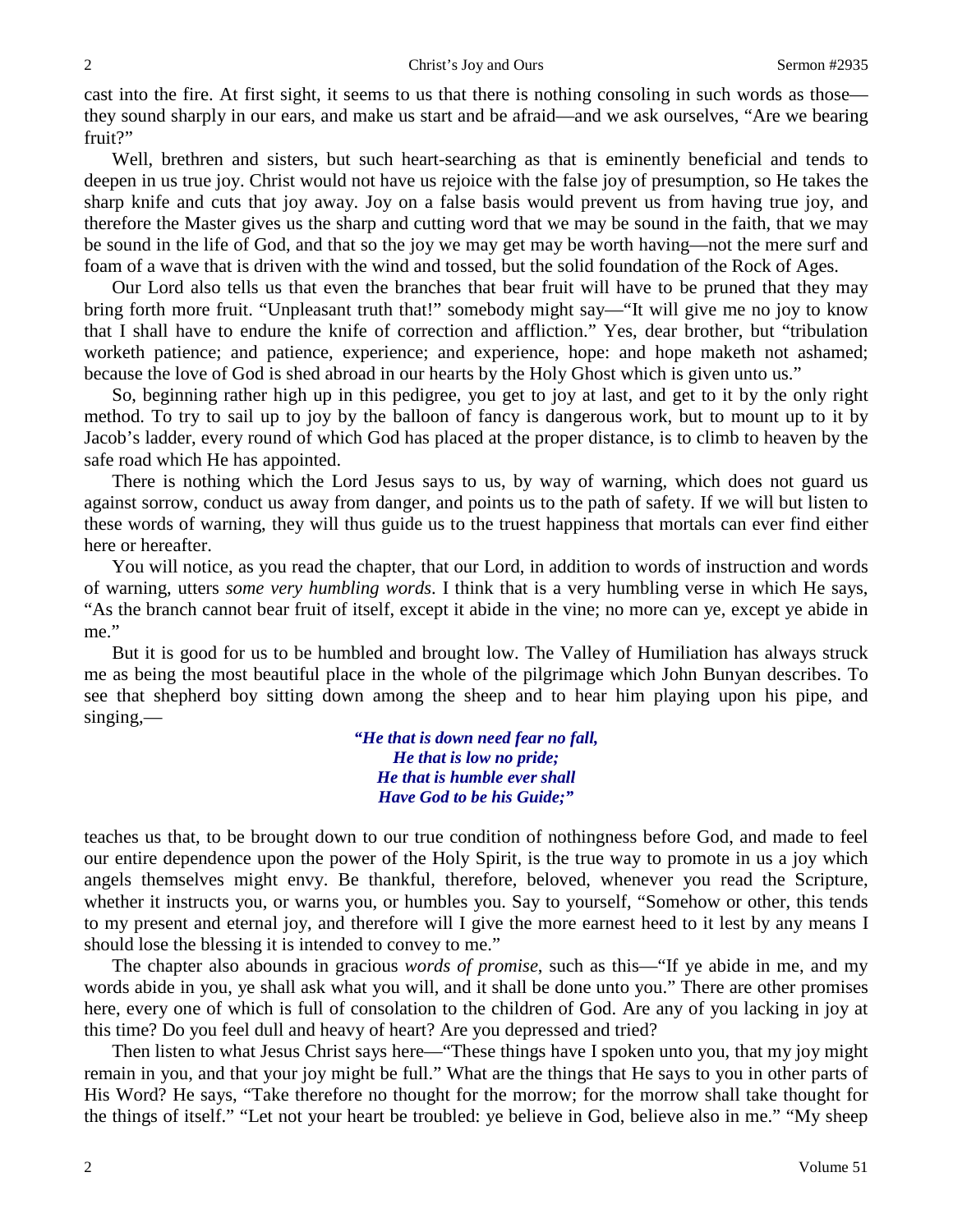cast into the fire. At first sight, it seems to us that there is nothing consoling in such words as those—they sound sharply in our ears, and make us start and be afraid—and we ask ourselves, "Are we bearing fruit?"

Well, brethren and sisters, but such heart-searching as that is eminently beneficial and tends to deepen in us true joy. Christ would not have us rejoice with the false joy of presumption, so He takes the sharp knife and cuts that joy away. Joy on a false basis would prevent us from having true joy, and therefore the Master gives us the sharp and cutting word that we may be sound in the faith, that we may be sound in the life of God, and that so the joy we may get may be worth having—not the mere surf and foam of a wave that is driven with the wind and tossed, but the solid foundation of the Rock of Ages.

Our Lord also tells us that even the branches that bear fruit will have to be pruned that they may bring forth more fruit. "Unpleasant truth that!" somebody might say—"It will give me no joy to know that I shall have to endure the knife of correction and affliction." Yes, dear brother, but "tribulation worketh patience; and patience, experience; and experience, hope: and hope maketh not ashamed; because the love of God is shed abroad in our hearts by the Holy Ghost which is given unto us."

So, beginning rather high up in this pedigree, you get to joy at last, and get to it by the only right method. To try to sail up to joy by the balloon of fancy is dangerous work, but to mount up to it by Jacob's ladder, every round of which God has placed at the proper distance, is to climb to heaven by the safe road which He has appointed.

There is nothing which the Lord Jesus says to us, by way of warning, which does not guard us against sorrow, conduct us away from danger, and points us to the path of safety. If we will but listen to these words of warning, they will thus guide us to the truest happiness that mortals can ever find either here or hereafter.

You will notice, as you read the chapter, that our Lord, in addition to words of instruction and words of warning, utters *some very humbling words*. I think that is a very humbling verse in which He says, "As the branch cannot bear fruit of itself, except it abide in the vine; no more can ye, except ye abide in me."

But it is good for us to be humbled and brought low. The Valley of Humiliation has always struck me as being the most beautiful place in the whole of the pilgrimage which John Bunyan describes. To see that shepherd boy sitting down among the sheep and to hear him playing upon his pipe, and singing,—

> ***"He that is down need fear no fall,***
> ***He that is low no pride;***
> ***He that is humble ever shall***
> ***Have God to be his Guide;"***

teaches us that, to be brought down to our true condition of nothingness before God, and made to feel our entire dependence upon the power of the Holy Spirit, is the true way to promote in us a joy which angels themselves might envy. Be thankful, therefore, beloved, whenever you read the Scripture, whether it instructs you, or warns you, or humbles you. Say to yourself, "Somehow or other, this tends to my present and eternal joy, and therefore will I give the more earnest heed to it lest by any means I should lose the blessing it is intended to convey to me."

The chapter also abounds in gracious *words of promise*, such as this—"If ye abide in me, and my words abide in you, ye shall ask what you will, and it shall be done unto you." There are other promises here, every one of which is full of consolation to the children of God. Are any of you lacking in joy at this time? Do you feel dull and heavy of heart? Are you depressed and tried?

Then listen to what Jesus Christ says here—"These things have I spoken unto you, that my joy might remain in you, and that your joy might be full." What are the things that He says to you in other parts of His Word? He says, "Take therefore no thought for the morrow; for the morrow shall take thought for the things of itself." "Let not your heart be troubled: ye believe in God, believe also in me." "My sheep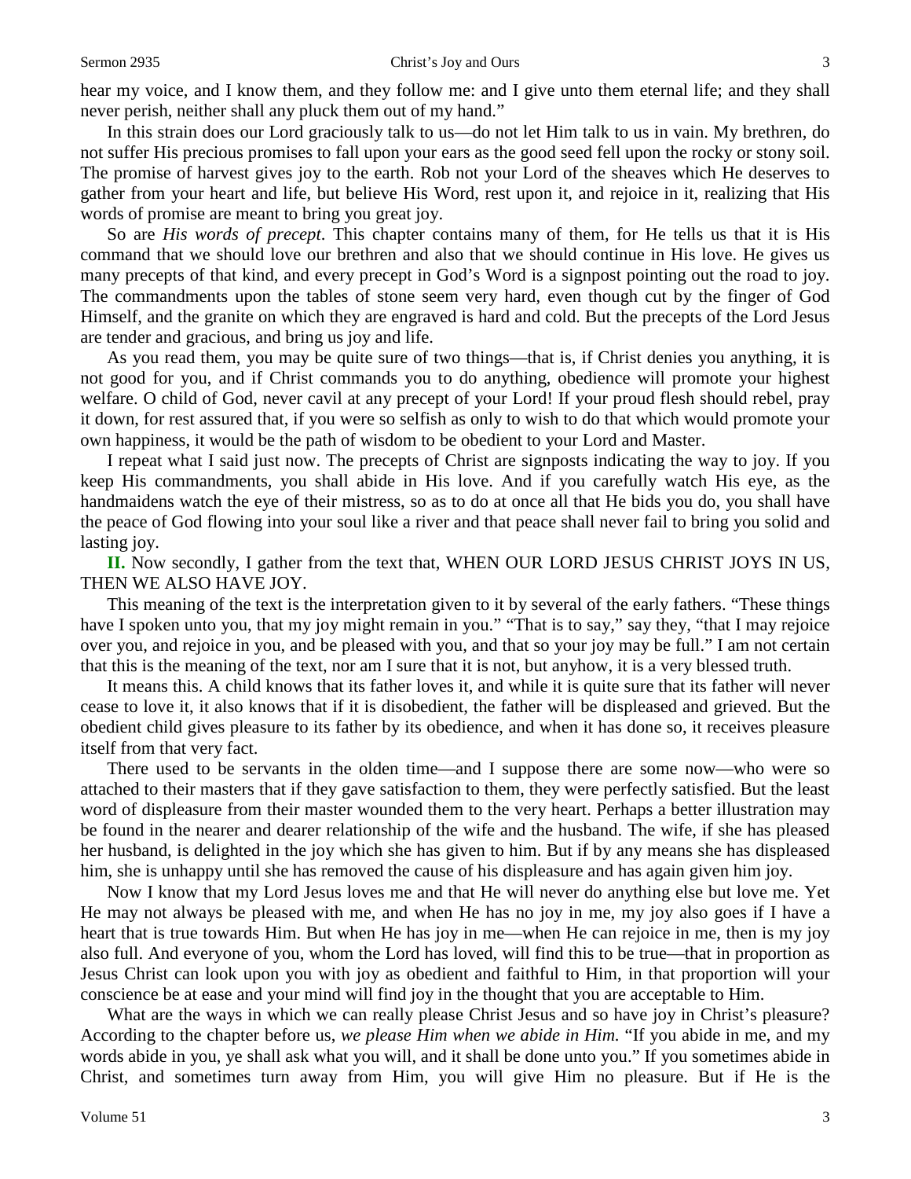hear my voice, and I know them, and they follow me: and I give unto them eternal life; and they shall never perish, neither shall any pluck them out of my hand."

In this strain does our Lord graciously talk to us—do not let Him talk to us in vain. My brethren, do not suffer His precious promises to fall upon your ears as the good seed fell upon the rocky or stony soil. The promise of harvest gives joy to the earth. Rob not your Lord of the sheaves which He deserves to gather from your heart and life, but believe His Word, rest upon it, and rejoice in it, realizing that His words of promise are meant to bring you great joy.

So are *His words of precept*. This chapter contains many of them, for He tells us that it is His command that we should love our brethren and also that we should continue in His love. He gives us many precepts of that kind, and every precept in God's Word is a signpost pointing out the road to joy. The commandments upon the tables of stone seem very hard, even though cut by the finger of God Himself, and the granite on which they are engraved is hard and cold. But the precepts of the Lord Jesus are tender and gracious, and bring us joy and life.

As you read them, you may be quite sure of two things—that is, if Christ denies you anything, it is not good for you, and if Christ commands you to do anything, obedience will promote your highest welfare. O child of God, never cavil at any precept of your Lord! If your proud flesh should rebel, pray it down, for rest assured that, if you were so selfish as only to wish to do that which would promote your own happiness, it would be the path of wisdom to be obedient to your Lord and Master.

I repeat what I said just now. The precepts of Christ are signposts indicating the way to joy. If you keep His commandments, you shall abide in His love. And if you carefully watch His eye, as the handmaidens watch the eye of their mistress, so as to do at once all that He bids you do, you shall have the peace of God flowing into your soul like a river and that peace shall never fail to bring you solid and lasting joy.

**II.** Now secondly, I gather from the text that, WHEN OUR LORD JESUS CHRIST JOYS IN US, THEN WE ALSO HAVE JOY.

This meaning of the text is the interpretation given to it by several of the early fathers. "These things have I spoken unto you, that my joy might remain in you." "That is to say," say they, "that I may rejoice over you, and rejoice in you, and be pleased with you, and that so your joy may be full." I am not certain that this is the meaning of the text, nor am I sure that it is not, but anyhow, it is a very blessed truth.

It means this. A child knows that its father loves it, and while it is quite sure that its father will never cease to love it, it also knows that if it is disobedient, the father will be displeased and grieved. But the obedient child gives pleasure to its father by its obedience, and when it has done so, it receives pleasure itself from that very fact.

There used to be servants in the olden time—and I suppose there are some now—who were so attached to their masters that if they gave satisfaction to them, they were perfectly satisfied. But the least word of displeasure from their master wounded them to the very heart. Perhaps a better illustration may be found in the nearer and dearer relationship of the wife and the husband. The wife, if she has pleased her husband, is delighted in the joy which she has given to him. But if by any means she has displeased him, she is unhappy until she has removed the cause of his displeasure and has again given him joy.

Now I know that my Lord Jesus loves me and that He will never do anything else but love me. Yet He may not always be pleased with me, and when He has no joy in me, my joy also goes if I have a heart that is true towards Him. But when He has joy in me—when He can rejoice in me, then is my joy also full. And everyone of you, whom the Lord has loved, will find this to be true—that in proportion as Jesus Christ can look upon you with joy as obedient and faithful to Him, in that proportion will your conscience be at ease and your mind will find joy in the thought that you are acceptable to Him.

What are the ways in which we can really please Christ Jesus and so have joy in Christ's pleasure? According to the chapter before us, *we please Him when we abide in Him.* "If you abide in me, and my words abide in you, ye shall ask what you will, and it shall be done unto you." If you sometimes abide in Christ, and sometimes turn away from Him, you will give Him no pleasure. But if He is the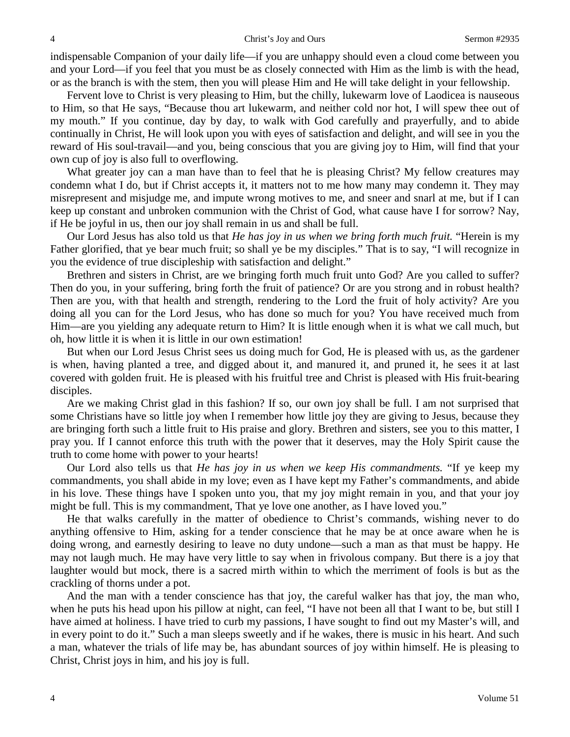indispensable Companion of your daily life—if you are unhappy should even a cloud come between you and your Lord—if you feel that you must be as closely connected with Him as the limb is with the head, or as the branch is with the stem, then you will please Him and He will take delight in your fellowship.

Fervent love to Christ is very pleasing to Him, but the chilly, lukewarm love of Laodicea is nauseous to Him, so that He says, "Because thou art lukewarm, and neither cold nor hot, I will spew thee out of my mouth." If you continue, day by day, to walk with God carefully and prayerfully, and to abide continually in Christ, He will look upon you with eyes of satisfaction and delight, and will see in you the reward of His soul-travail—and you, being conscious that you are giving joy to Him, will find that your own cup of joy is also full to overflowing.

What greater joy can a man have than to feel that he is pleasing Christ? My fellow creatures may condemn what I do, but if Christ accepts it, it matters not to me how many may condemn it. They may misrepresent and misjudge me, and impute wrong motives to me, and sneer and snarl at me, but if I can keep up constant and unbroken communion with the Christ of God, what cause have I for sorrow? Nay, if He be joyful in us, then our joy shall remain in us and shall be full.

Our Lord Jesus has also told us that *He has joy in us when we bring forth much fruit.* "Herein is my Father glorified, that ye bear much fruit; so shall ye be my disciples." That is to say, "I will recognize in you the evidence of true discipleship with satisfaction and delight."

Brethren and sisters in Christ, are we bringing forth much fruit unto God? Are you called to suffer? Then do you, in your suffering, bring forth the fruit of patience? Or are you strong and in robust health? Then are you, with that health and strength, rendering to the Lord the fruit of holy activity? Are you doing all you can for the Lord Jesus, who has done so much for you? You have received much from Him—are you yielding any adequate return to Him? It is little enough when it is what we call much, but oh, how little it is when it is little in our own estimation!

But when our Lord Jesus Christ sees us doing much for God, He is pleased with us, as the gardener is when, having planted a tree, and digged about it, and manured it, and pruned it, he sees it at last covered with golden fruit. He is pleased with his fruitful tree and Christ is pleased with His fruit-bearing disciples.

Are we making Christ glad in this fashion? If so, our own joy shall be full. I am not surprised that some Christians have so little joy when I remember how little joy they are giving to Jesus, because they are bringing forth such a little fruit to His praise and glory. Brethren and sisters, see you to this matter, I pray you. If I cannot enforce this truth with the power that it deserves, may the Holy Spirit cause the truth to come home with power to your hearts!

Our Lord also tells us that *He has joy in us when we keep His commandments.* "If ye keep my commandments, you shall abide in my love; even as I have kept my Father's commandments, and abide in his love. These things have I spoken unto you, that my joy might remain in you, and that your joy might be full. This is my commandment, That ye love one another, as I have loved you."

He that walks carefully in the matter of obedience to Christ's commands, wishing never to do anything offensive to Him, asking for a tender conscience that he may be at once aware when he is doing wrong, and earnestly desiring to leave no duty undone—such a man as that must be happy. He may not laugh much. He may have very little to say when in frivolous company. But there is a joy that laughter would but mock, there is a sacred mirth within to which the merriment of fools is but as the crackling of thorns under a pot.

And the man with a tender conscience has that joy, the careful walker has that joy, the man who, when he puts his head upon his pillow at night, can feel, "I have not been all that I want to be, but still I have aimed at holiness. I have tried to curb my passions, I have sought to find out my Master's will, and in every point to do it." Such a man sleeps sweetly and if he wakes, there is music in his heart. And such a man, whatever the trials of life may be, has abundant sources of joy within himself. He is pleasing to Christ, Christ joys in him, and his joy is full.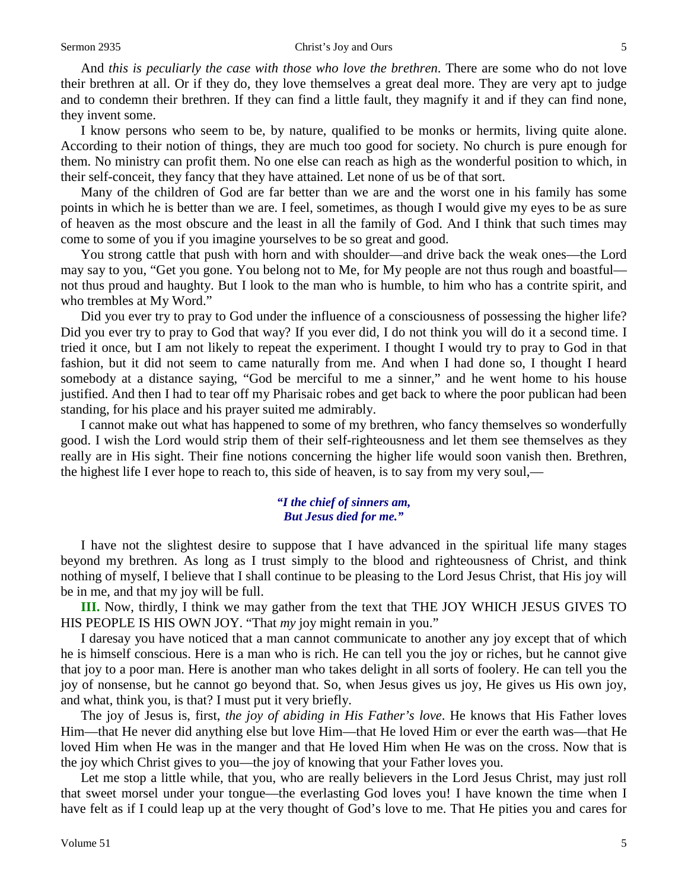And *this is peculiarly the case with those who love the brethren*. There are some who do not love their brethren at all. Or if they do, they love themselves a great deal more. They are very apt to judge and to condemn their brethren. If they can find a little fault, they magnify it and if they can find none, they invent some.

I know persons who seem to be, by nature, qualified to be monks or hermits, living quite alone. According to their notion of things, they are much too good for society. No church is pure enough for them. No ministry can profit them. No one else can reach as high as the wonderful position to which, in their self-conceit, they fancy that they have attained. Let none of us be of that sort.

Many of the children of God are far better than we are and the worst one in his family has some points in which he is better than we are. I feel, sometimes, as though I would give my eyes to be as sure of heaven as the most obscure and the least in all the family of God. And I think that such times may come to some of you if you imagine yourselves to be so great and good.

You strong cattle that push with horn and with shoulder—and drive back the weak ones—the Lord may say to you, "Get you gone. You belong not to Me, for My people are not thus rough and boastful—not thus proud and haughty. But I look to the man who is humble, to him who has a contrite spirit, and who trembles at My Word."

Did you ever try to pray to God under the influence of a consciousness of possessing the higher life? Did you ever try to pray to God that way? If you ever did, I do not think you will do it a second time. I tried it once, but I am not likely to repeat the experiment. I thought I would try to pray to God in that fashion, but it did not seem to came naturally from me. And when I had done so, I thought I heard somebody at a distance saying, "God be merciful to me a sinner," and he went home to his house justified. And then I had to tear off my Pharisaic robes and get back to where the poor publican had been standing, for his place and his prayer suited me admirably.

I cannot make out what has happened to some of my brethren, who fancy themselves so wonderfully good. I wish the Lord would strip them of their self-righteousness and let them see themselves as they really are in His sight. Their fine notions concerning the higher life would soon vanish then. Brethren, the highest life I ever hope to reach to, this side of heaven, is to say from my very soul,—

***"I the chief of sinners am,***
***But Jesus died for me."***

I have not the slightest desire to suppose that I have advanced in the spiritual life many stages beyond my brethren. As long as I trust simply to the blood and righteousness of Christ, and think nothing of myself, I believe that I shall continue to be pleasing to the Lord Jesus Christ, that His joy will be in me, and that my joy will be full.

**III.** Now, thirdly, I think we may gather from the text that THE JOY WHICH JESUS GIVES TO HIS PEOPLE IS HIS OWN JOY. "That *my* joy might remain in you."

I daresay you have noticed that a man cannot communicate to another any joy except that of which he is himself conscious. Here is a man who is rich. He can tell you the joy or riches, but he cannot give that joy to a poor man. Here is another man who takes delight in all sorts of foolery. He can tell you the joy of nonsense, but he cannot go beyond that. So, when Jesus gives us joy, He gives us His own joy, and what, think you, is that? I must put it very briefly.

The joy of Jesus is, first, *the joy of abiding in His Father's love*. He knows that His Father loves Him—that He never did anything else but love Him—that He loved Him or ever the earth was—that He loved Him when He was in the manger and that He loved Him when He was on the cross. Now that is the joy which Christ gives to you—the joy of knowing that your Father loves you.

Let me stop a little while, that you, who are really believers in the Lord Jesus Christ, may just roll that sweet morsel under your tongue—the everlasting God loves you! I have known the time when I have felt as if I could leap up at the very thought of God's love to me. That He pities you and cares for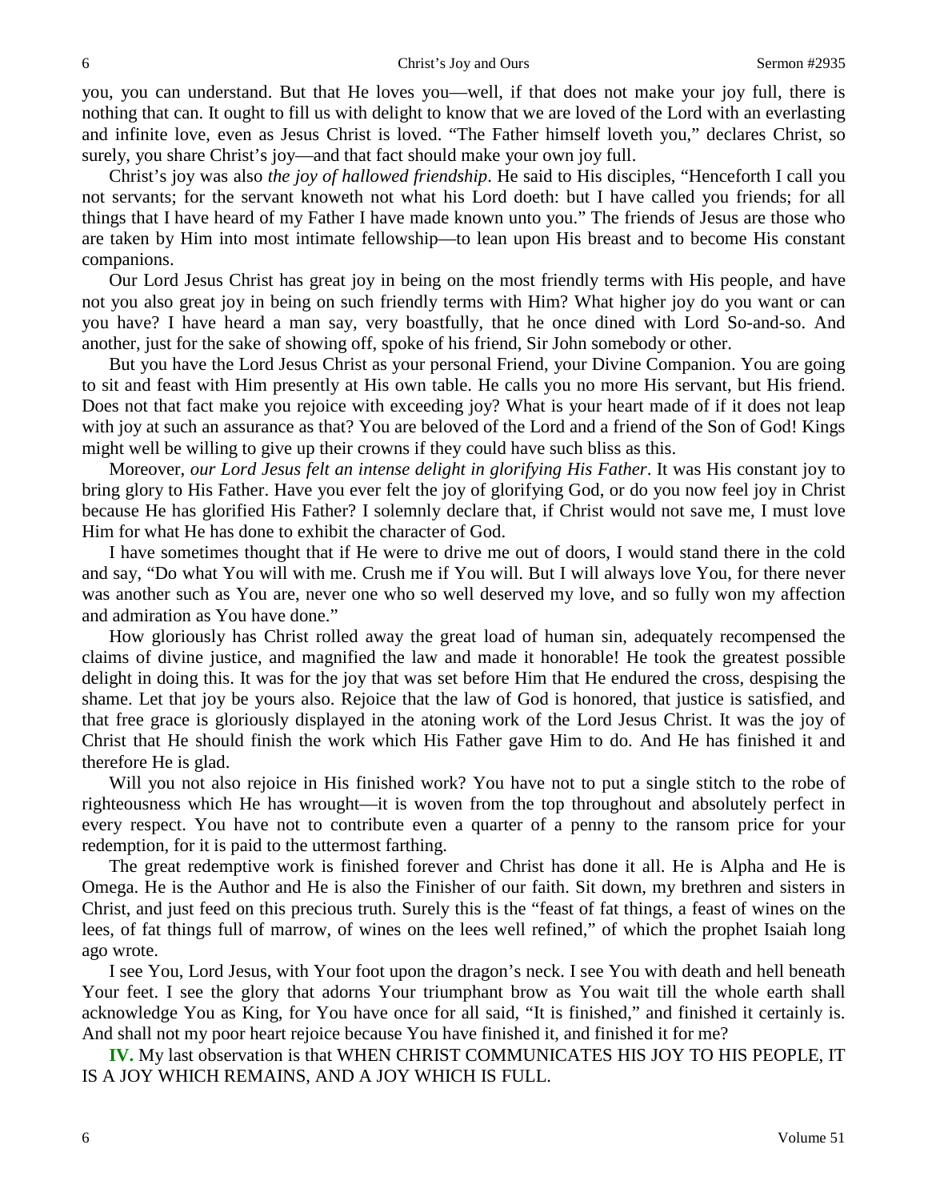you, you can understand. But that He loves you—well, if that does not make your joy full, there is nothing that can. It ought to fill us with delight to know that we are loved of the Lord with an everlasting and infinite love, even as Jesus Christ is loved. "The Father himself loveth you," declares Christ, so surely, you share Christ's joy—and that fact should make your own joy full.

Christ's joy was also *the joy of hallowed friendship*. He said to His disciples, "Henceforth I call you not servants; for the servant knoweth not what his Lord doeth: but I have called you friends; for all things that I have heard of my Father I have made known unto you." The friends of Jesus are those who are taken by Him into most intimate fellowship—to lean upon His breast and to become His constant companions.

Our Lord Jesus Christ has great joy in being on the most friendly terms with His people, and have not you also great joy in being on such friendly terms with Him? What higher joy do you want or can you have? I have heard a man say, very boastfully, that he once dined with Lord So-and-so. And another, just for the sake of showing off, spoke of his friend, Sir John somebody or other.

But you have the Lord Jesus Christ as your personal Friend, your Divine Companion. You are going to sit and feast with Him presently at His own table. He calls you no more His servant, but His friend. Does not that fact make you rejoice with exceeding joy? What is your heart made of if it does not leap with joy at such an assurance as that? You are beloved of the Lord and a friend of the Son of God! Kings might well be willing to give up their crowns if they could have such bliss as this.

Moreover, *our Lord Jesus felt an intense delight in glorifying His Father*. It was His constant joy to bring glory to His Father. Have you ever felt the joy of glorifying God, or do you now feel joy in Christ because He has glorified His Father? I solemnly declare that, if Christ would not save me, I must love Him for what He has done to exhibit the character of God.

I have sometimes thought that if He were to drive me out of doors, I would stand there in the cold and say, "Do what You will with me. Crush me if You will. But I will always love You, for there never was another such as You are, never one who so well deserved my love, and so fully won my affection and admiration as You have done."

How gloriously has Christ rolled away the great load of human sin, adequately recompensed the claims of divine justice, and magnified the law and made it honorable! He took the greatest possible delight in doing this. It was for the joy that was set before Him that He endured the cross, despising the shame. Let that joy be yours also. Rejoice that the law of God is honored, that justice is satisfied, and that free grace is gloriously displayed in the atoning work of the Lord Jesus Christ. It was the joy of Christ that He should finish the work which His Father gave Him to do. And He has finished it and therefore He is glad.

Will you not also rejoice in His finished work? You have not to put a single stitch to the robe of righteousness which He has wrought—it is woven from the top throughout and absolutely perfect in every respect. You have not to contribute even a quarter of a penny to the ransom price for your redemption, for it is paid to the uttermost farthing.

The great redemptive work is finished forever and Christ has done it all. He is Alpha and He is Omega. He is the Author and He is also the Finisher of our faith. Sit down, my brethren and sisters in Christ, and just feed on this precious truth. Surely this is the "feast of fat things, a feast of wines on the lees, of fat things full of marrow, of wines on the lees well refined," of which the prophet Isaiah long ago wrote.

I see You, Lord Jesus, with Your foot upon the dragon's neck. I see You with death and hell beneath Your feet. I see the glory that adorns Your triumphant brow as You wait till the whole earth shall acknowledge You as King, for You have once for all said, "It is finished," and finished it certainly is. And shall not my poor heart rejoice because You have finished it, and finished it for me?

**IV.** My last observation is that WHEN CHRIST COMMUNICATES HIS JOY TO HIS PEOPLE, IT IS A JOY WHICH REMAINS, AND A JOY WHICH IS FULL.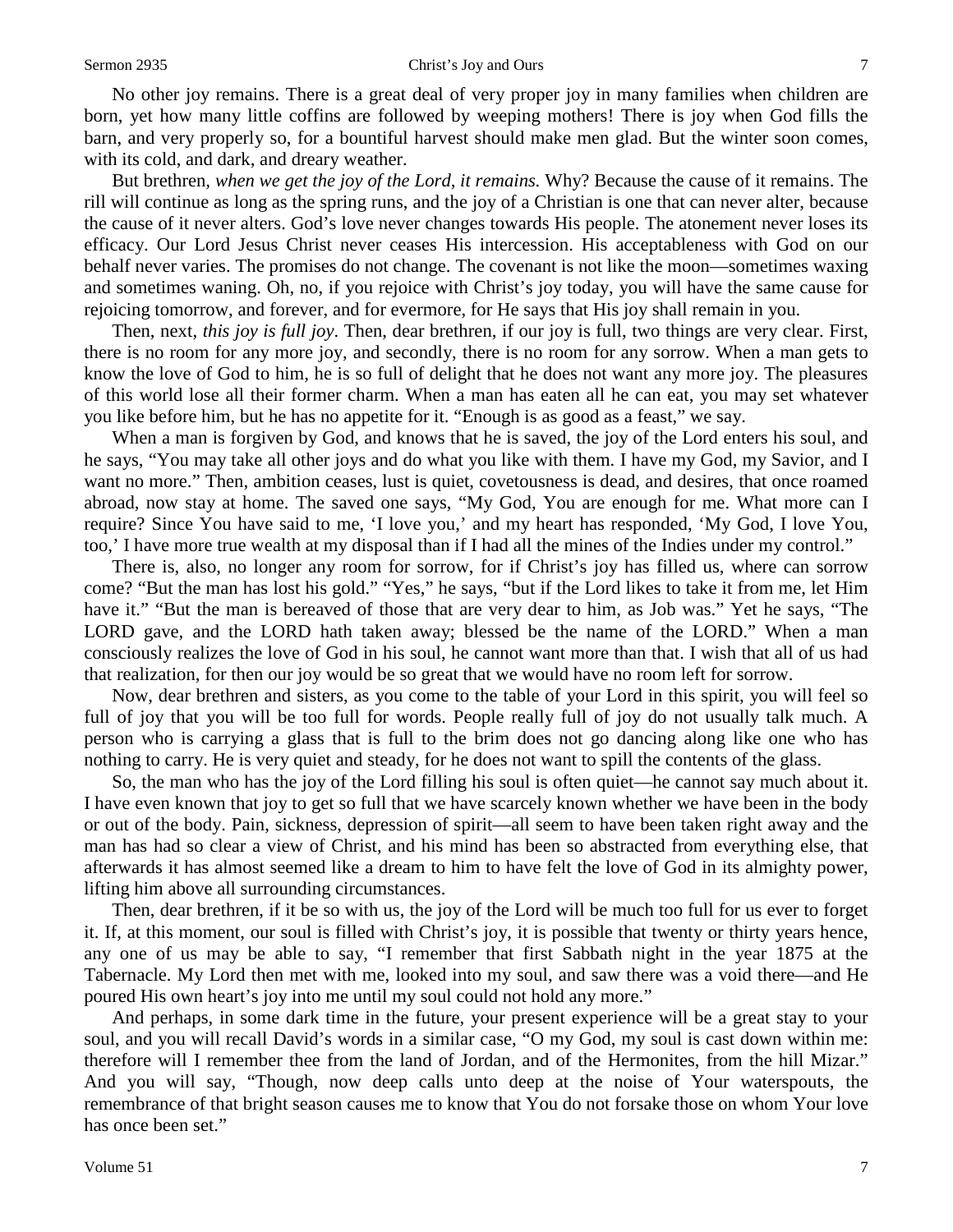No other joy remains. There is a great deal of very proper joy in many families when children are born, yet how many little coffins are followed by weeping mothers! There is joy when God fills the barn, and very properly so, for a bountiful harvest should make men glad. But the winter soon comes, with its cold, and dark, and dreary weather.

But brethren, *when we get the joy of the Lord, it remains.* Why? Because the cause of it remains. The rill will continue as long as the spring runs, and the joy of a Christian is one that can never alter, because the cause of it never alters. God's love never changes towards His people. The atonement never loses its efficacy. Our Lord Jesus Christ never ceases His intercession. His acceptableness with God on our behalf never varies. The promises do not change. The covenant is not like the moon—sometimes waxing and sometimes waning. Oh, no, if you rejoice with Christ's joy today, you will have the same cause for rejoicing tomorrow, and forever, and for evermore, for He says that His joy shall remain in you.

Then, next, *this joy is full joy*. Then, dear brethren, if our joy is full, two things are very clear. First, there is no room for any more joy, and secondly, there is no room for any sorrow. When a man gets to know the love of God to him, he is so full of delight that he does not want any more joy. The pleasures of this world lose all their former charm. When a man has eaten all he can eat, you may set whatever you like before him, but he has no appetite for it. "Enough is as good as a feast," we say.

When a man is forgiven by God, and knows that he is saved, the joy of the Lord enters his soul, and he says, "You may take all other joys and do what you like with them. I have my God, my Savior, and I want no more." Then, ambition ceases, lust is quiet, covetousness is dead, and desires, that once roamed abroad, now stay at home. The saved one says, "My God, You are enough for me. What more can I require? Since You have said to me, 'I love you,' and my heart has responded, 'My God, I love You, too,' I have more true wealth at my disposal than if I had all the mines of the Indies under my control."

There is, also, no longer any room for sorrow, for if Christ's joy has filled us, where can sorrow come? "But the man has lost his gold." "Yes," he says, "but if the Lord likes to take it from me, let Him have it." "But the man is bereaved of those that are very dear to him, as Job was." Yet he says, "The LORD gave, and the LORD hath taken away; blessed be the name of the LORD." When a man consciously realizes the love of God in his soul, he cannot want more than that. I wish that all of us had that realization, for then our joy would be so great that we would have no room left for sorrow.

Now, dear brethren and sisters, as you come to the table of your Lord in this spirit, you will feel so full of joy that you will be too full for words. People really full of joy do not usually talk much. A person who is carrying a glass that is full to the brim does not go dancing along like one who has nothing to carry. He is very quiet and steady, for he does not want to spill the contents of the glass.

So, the man who has the joy of the Lord filling his soul is often quiet—he cannot say much about it. I have even known that joy to get so full that we have scarcely known whether we have been in the body or out of the body. Pain, sickness, depression of spirit—all seem to have been taken right away and the man has had so clear a view of Christ, and his mind has been so abstracted from everything else, that afterwards it has almost seemed like a dream to him to have felt the love of God in its almighty power, lifting him above all surrounding circumstances.

Then, dear brethren, if it be so with us, the joy of the Lord will be much too full for us ever to forget it. If, at this moment, our soul is filled with Christ's joy, it is possible that twenty or thirty years hence, any one of us may be able to say, "I remember that first Sabbath night in the year 1875 at the Tabernacle. My Lord then met with me, looked into my soul, and saw there was a void there—and He poured His own heart's joy into me until my soul could not hold any more."

And perhaps, in some dark time in the future, your present experience will be a great stay to your soul, and you will recall David's words in a similar case, "O my God, my soul is cast down within me: therefore will I remember thee from the land of Jordan, and of the Hermonites, from the hill Mizar." And you will say, "Though, now deep calls unto deep at the noise of Your waterspouts, the remembrance of that bright season causes me to know that You do not forsake those on whom Your love has once been set."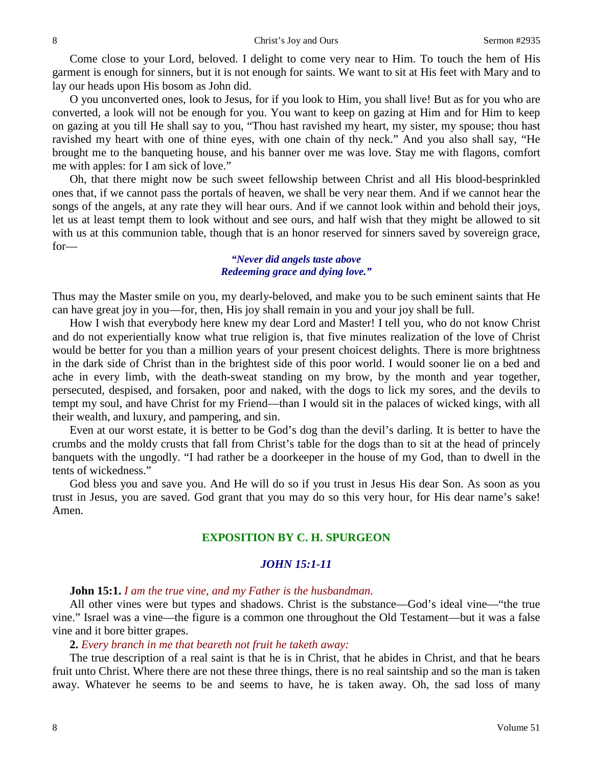Come close to your Lord, beloved. I delight to come very near to Him. To touch the hem of His garment is enough for sinners, but it is not enough for saints. We want to sit at His feet with Mary and to lay our heads upon His bosom as John did.

O you unconverted ones, look to Jesus, for if you look to Him, you shall live! But as for you who are converted, a look will not be enough for you. You want to keep on gazing at Him and for Him to keep on gazing at you till He shall say to you, "Thou hast ravished my heart, my sister, my spouse; thou hast ravished my heart with one of thine eyes, with one chain of thy neck." And you also shall say, "He brought me to the banqueting house, and his banner over me was love. Stay me with flagons, comfort me with apples: for I am sick of love."

Oh, that there might now be such sweet fellowship between Christ and all His blood-besprinkled ones that, if we cannot pass the portals of heaven, we shall be very near them. And if we cannot hear the songs of the angels, at any rate they will hear ours. And if we cannot look within and behold their joys, let us at least tempt them to look without and see ours, and half wish that they might be allowed to sit with us at this communion table, though that is an honor reserved for sinners saved by sovereign grace, for—

*"Never did angels taste above*
*Redeeming grace and dying love."*

Thus may the Master smile on you, my dearly-beloved, and make you to be such eminent saints that He can have great joy in you—for, then, His joy shall remain in you and your joy shall be full.

How I wish that everybody here knew my dear Lord and Master! I tell you, who do not know Christ and do not experientially know what true religion is, that five minutes realization of the love of Christ would be better for you than a million years of your present choicest delights. There is more brightness in the dark side of Christ than in the brightest side of this poor world. I would sooner lie on a bed and ache in every limb, with the death-sweat standing on my brow, by the month and year together, persecuted, despised, and forsaken, poor and naked, with the dogs to lick my sores, and the devils to tempt my soul, and have Christ for my Friend—than I would sit in the palaces of wicked kings, with all their wealth, and luxury, and pampering, and sin.

Even at our worst estate, it is better to be God's dog than the devil's darling. It is better to have the crumbs and the moldy crusts that fall from Christ's table for the dogs than to sit at the head of princely banquets with the ungodly. "I had rather be a doorkeeper in the house of my God, than to dwell in the tents of wickedness."

God bless you and save you. And He will do so if you trust in Jesus His dear Son. As soon as you trust in Jesus, you are saved. God grant that you may do so this very hour, for His dear name's sake! Amen.

## EXPOSITION BY C. H. SPURGEON

### *JOHN 15:1-11*

**John 15:1.** *I am the true vine, and my Father is the husbandman.*

All other vines were but types and shadows. Christ is the substance—God's ideal vine—"the true vine." Israel was a vine—the figure is a common one throughout the Old Testament—but it was a false vine and it bore bitter grapes.

**2.** *Every branch in me that beareth not fruit he taketh away:*

The true description of a real saint is that he is in Christ, that he abides in Christ, and that he bears fruit unto Christ. Where there are not these three things, there is no real saintship and so the man is taken away. Whatever he seems to be and seems to have, he is taken away. Oh, the sad loss of many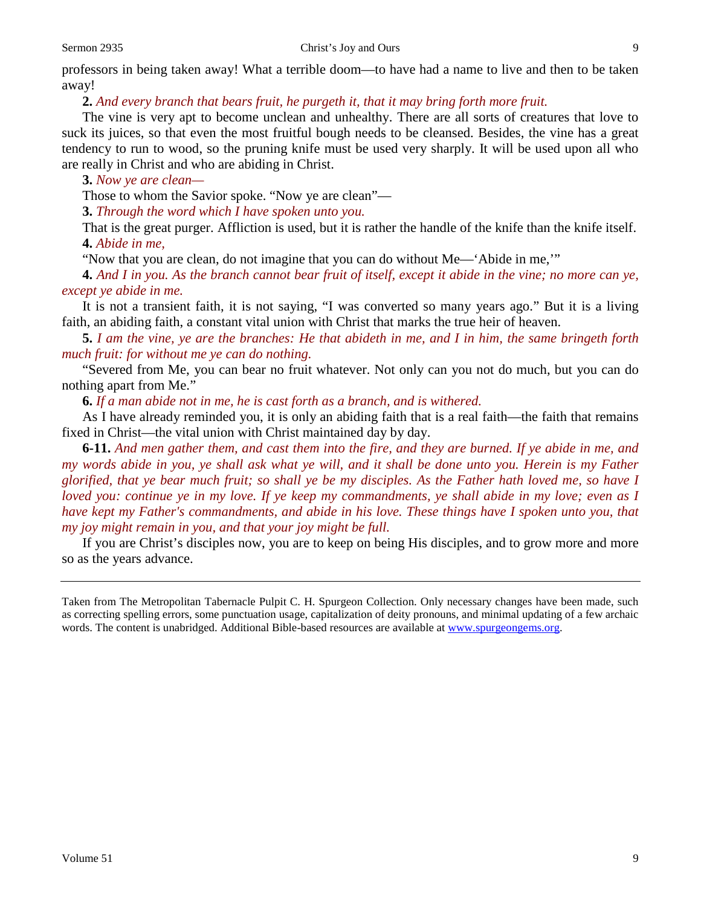professors in being taken away! What a terrible doom—to have had a name to live and then to be taken away!

**2.** *And every branch that bears fruit, he purgeth it, that it may bring forth more fruit.*

The vine is very apt to become unclean and unhealthy. There are all sorts of creatures that love to suck its juices, so that even the most fruitful bough needs to be cleansed. Besides, the vine has a great tendency to run to wood, so the pruning knife must be used very sharply. It will be used upon all who are really in Christ and who are abiding in Christ.

**3.** *Now ye are clean—*

Those to whom the Savior spoke. "Now ye are clean"—

**3.** *Through the word which I have spoken unto you.*

That is the great purger. Affliction is used, but it is rather the handle of the knife than the knife itself.

**4.** *Abide in me,*

"Now that you are clean, do not imagine that you can do without Me—'Abide in me,'"

**4.** *And I in you. As the branch cannot bear fruit of itself, except it abide in the vine; no more can ye, except ye abide in me.*

It is not a transient faith, it is not saying, "I was converted so many years ago." But it is a living faith, an abiding faith, a constant vital union with Christ that marks the true heir of heaven.

**5.** *I am the vine, ye are the branches: He that abideth in me, and I in him, the same bringeth forth much fruit: for without me ye can do nothing.*

"Severed from Me, you can bear no fruit whatever. Not only can you not do much, but you can do nothing apart from Me."

**6.** *If a man abide not in me, he is cast forth as a branch, and is withered.*

As I have already reminded you, it is only an abiding faith that is a real faith—the faith that remains fixed in Christ—the vital union with Christ maintained day by day.

**6-11.** *And men gather them, and cast them into the fire, and they are burned. If ye abide in me, and my words abide in you, ye shall ask what ye will, and it shall be done unto you. Herein is my Father glorified, that ye bear much fruit; so shall ye be my disciples. As the Father hath loved me, so have I loved you: continue ye in my love. If ye keep my commandments, ye shall abide in my love; even as I have kept my Father's commandments, and abide in his love. These things have I spoken unto you, that my joy might remain in you, and that your joy might be full.*

If you are Christ's disciples now, you are to keep on being His disciples, and to grow more and more so as the years advance.

---

Taken from The Metropolitan Tabernacle Pulpit C. H. Spurgeon Collection. Only necessary changes have been made, such as correcting spelling errors, some punctuation usage, capitalization of deity pronouns, and minimal updating of a few archaic words. The content is unabridged. Additional Bible-based resources are available at [www.spurgeongems.org](http://www.spurgeongems.org).